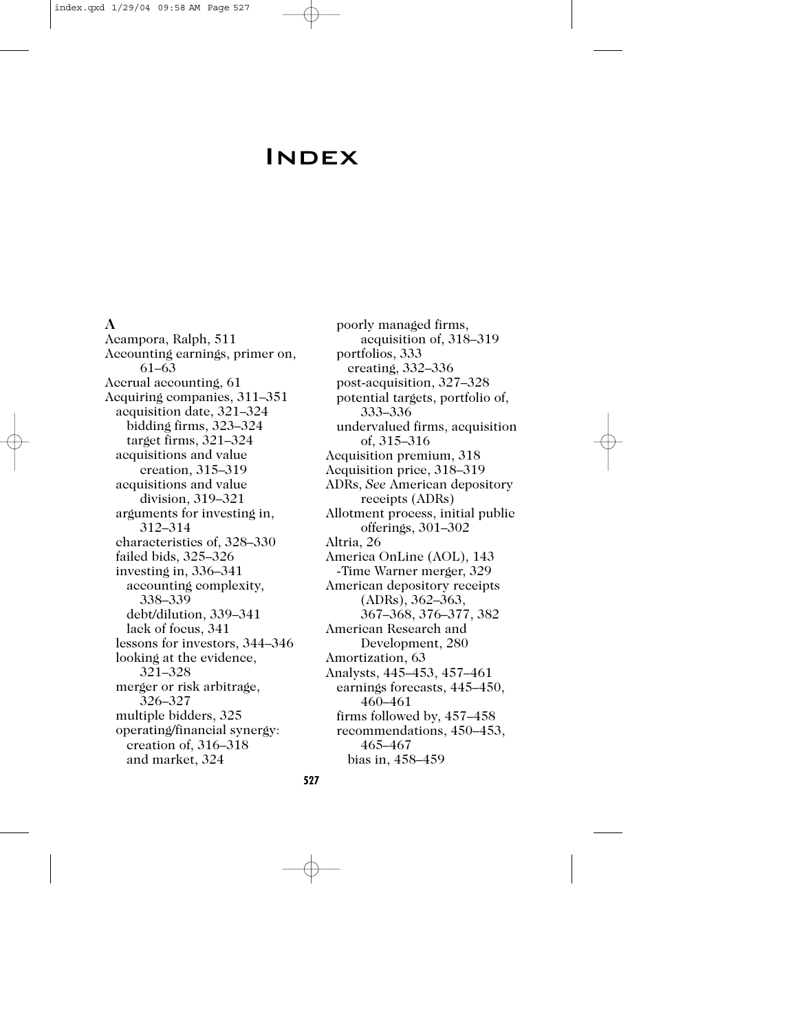# Index

**A**

Acampora, Ralph, 511
Accounting earnings, primer on, 61–63
Accrual accounting, 61
Acquiring companies, 311–351
  acquisition date, 321–324
    bidding firms, 323–324
    target firms, 321–324
  acquisitions and value creation, 315–319
  acquisitions and value division, 319–321
  arguments for investing in, 312–314
  characteristics of, 328–330
  failed bids, 325–326
  investing in, 336–341
    accounting complexity, 338–339
    debt/dilution, 339–341
    lack of focus, 341
  lessons for investors, 344–346
  looking at the evidence, 321–328
  merger or risk arbitrage, 326–327
  multiple bidders, 325
  operating/financial synergy:
    creation of, 316–318
    and market, 324
  poorly managed firms, acquisition of, 318–319
  portfolios, 333
    creating, 332–336
  post-acquisition, 327–328
  potential targets, portfolio of, 333–336
  undervalued firms, acquisition of, 315–316
Acquisition premium, 318
Acquisition price, 318–319
ADRs, *See* American depository receipts (ADRs)
Allotment process, initial public offerings, 301–302
Altria, 26
America OnLine (AOL), 143
  -Time Warner merger, 329
American depository receipts (ADRs), 362–363, 367–368, 376–377, 382
American Research and Development, 280
Amortization, 63
Analysts, 445–453, 457–461
  earnings forecasts, 445–450, 460–461
  firms followed by, 457–458
  recommendations, 450–453, 465–467
    bias in, 458–459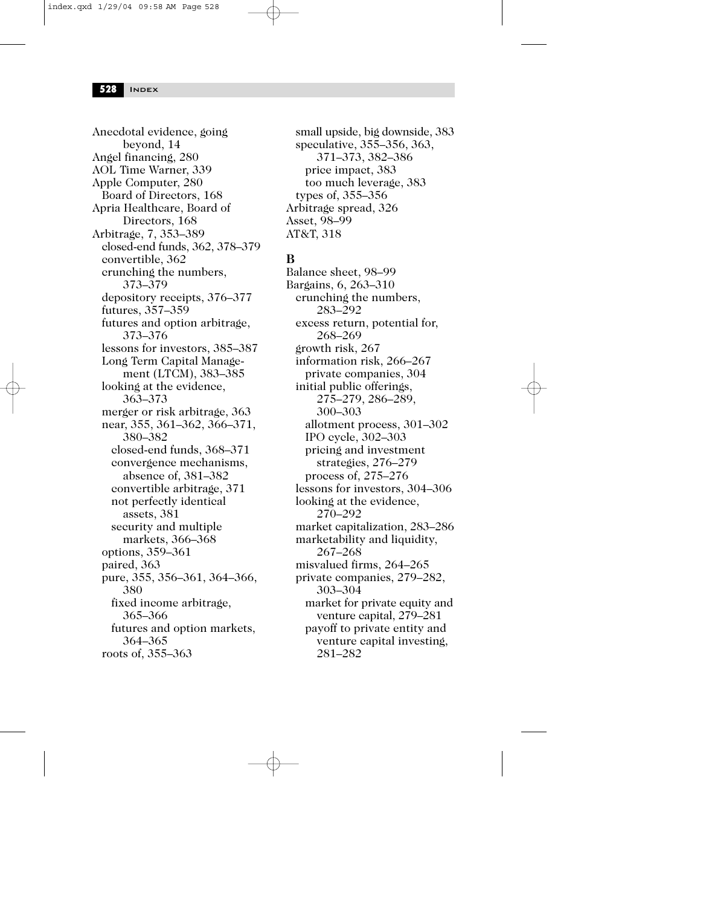Anecdotal evidence, going beyond, 14
Angel financing, 280
AOL Time Warner, 339
Apple Computer, 280
  Board of Directors, 168
Apria Healthcare, Board of Directors, 168
Arbitrage, 7, 353–389
  closed-end funds, 362, 378–379
  convertible, 362
  crunching the numbers, 373–379
  depository receipts, 376–377
  futures, 357–359
  futures and option arbitrage, 373–376
  lessons for investors, 385–387
  Long Term Capital Management (LTCM), 383–385
  looking at the evidence, 363–373
  merger or risk arbitrage, 363
  near, 355, 361–362, 366–371, 380–382
    closed-end funds, 368–371
    convergence mechanisms, absence of, 381–382
    convertible arbitrage, 371
    not perfectly identical assets, 381
    security and multiple markets, 366–368
  options, 359–361
  paired, 363
  pure, 355, 356–361, 364–366, 380
    fixed income arbitrage, 365–366
    futures and option markets, 364–365
  roots of, 355–363
  small upside, big downside, 383
  speculative, 355–356, 363, 371–373, 382–386
    price impact, 383
    too much leverage, 383
  types of, 355–356
Arbitrage spread, 326
Asset, 98–99
AT&T, 318

**B**

Balance sheet, 98–99
Bargains, 6, 263–310
  crunching the numbers, 283–292
  excess return, potential for, 268–269
  growth risk, 267
  information risk, 266–267
    private companies, 304
  initial public offerings, 275–279, 286–289, 300–303
    allotment process, 301–302
    IPO cycle, 302–303
    pricing and investment strategies, 276–279
    process of, 275–276
  lessons for investors, 304–306
  looking at the evidence, 270–292
  market capitalization, 283–286
  marketability and liquidity, 267–268
  misvalued firms, 264–265
  private companies, 279–282, 303–304
    market for private equity and venture capital, 279–281
    payoff to private entity and venture capital investing, 281–282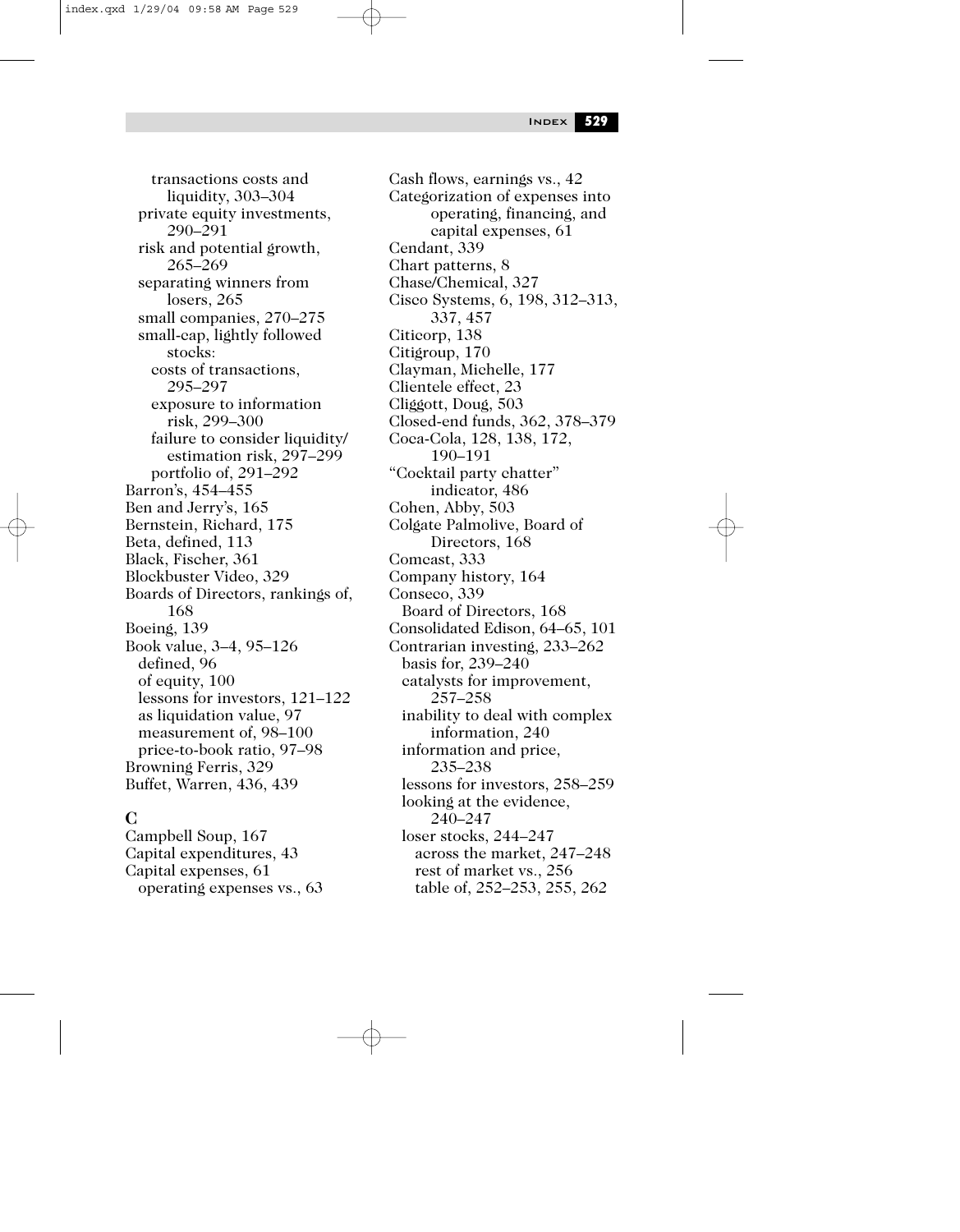transactions costs and liquidity, 303–304
private equity investments, 290–291
risk and potential growth, 265–269
separating winners from losers, 265
small companies, 270–275
small-cap, lightly followed stocks:
costs of transactions, 295–297
exposure to information risk, 299–300
failure to consider liquidity/estimation risk, 297–299
portfolio of, 291–292

Barron's, 454–455
Ben and Jerry's, 165
Bernstein, Richard, 175
Beta, defined, 113
Black, Fischer, 361
Blockbuster Video, 329
Boards of Directors, rankings of, 168
Boeing, 139
Book value, 3–4, 95–126
defined, 96
of equity, 100
lessons for investors, 121–122
as liquidation value, 97
measurement of, 98–100
price-to-book ratio, 97–98
Browning Ferris, 329
Buffet, Warren, 436, 439

## C

Campbell Soup, 167
Capital expenditures, 43
Capital expenses, 61
operating expenses vs., 63
Cash flows, earnings vs., 42
Categorization of expenses into operating, financing, and capital expenses, 61
Cendant, 339
Chart patterns, 8
Chase/Chemical, 327
Cisco Systems, 6, 198, 312–313, 337, 457
Citicorp, 138
Citigroup, 170
Clayman, Michelle, 177
Clientele effect, 23
Cliggott, Doug, 503
Closed-end funds, 362, 378–379
Coca-Cola, 128, 138, 172, 190–191
"Cocktail party chatter" indicator, 486
Cohen, Abby, 503
Colgate Palmolive, Board of Directors, 168
Comcast, 333
Company history, 164
Conseco, 339
Board of Directors, 168
Consolidated Edison, 64–65, 101
Contrarian investing, 233–262
basis for, 239–240
catalysts for improvement, 257–258
inability to deal with complex information, 240
information and price, 235–238
lessons for investors, 258–259
looking at the evidence, 240–247
loser stocks, 244–247
across the market, 247–248
rest of market vs., 256
table of, 252–253, 255, 262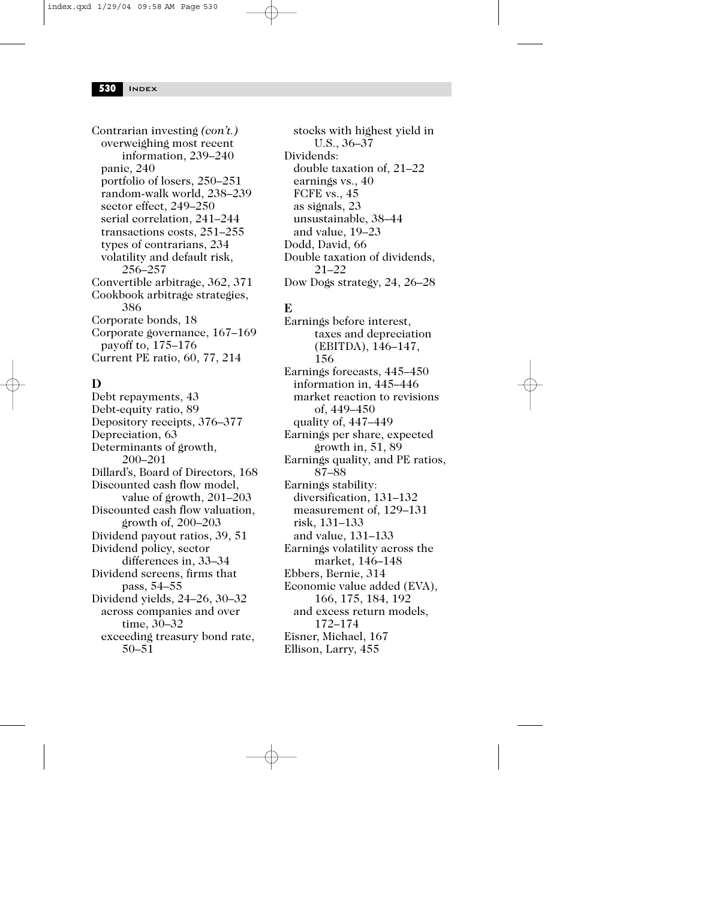Contrarian investing *(con't.)*
- overweighing most recent information, 239–240
- panic, 240
- portfolio of losers, 250–251
- random-walk world, 238–239
- sector effect, 249–250
- serial correlation, 241–244
- transactions costs, 251–255
- types of contrarians, 234
- volatility and default risk, 256–257

Convertible arbitrage, 362, 371
Cookbook arbitrage strategies, 386
Corporate bonds, 18
Corporate governance, 167–169
- payoff to, 175–176

Current PE ratio, 60, 77, 214

## D

Debt repayments, 43
Debt-equity ratio, 89
Depository receipts, 376–377
Depreciation, 63
Determinants of growth, 200–201
Dillard's, Board of Directors, 168
Discounted cash flow model, value of growth, 201–203
Discounted cash flow valuation, growth of, 200–203
Dividend payout ratios, 39, 51
Dividend policy, sector differences in, 33–34
Dividend screens, firms that pass, 54–55
Dividend yields, 24–26, 30–32
- across companies and over time, 30–32
- exceeding treasury bond rate, 50–51
- stocks with highest yield in U.S., 36–37

Dividends:
- double taxation of, 21–22
- earnings vs., 40
- FCFE vs., 45
- as signals, 23
- unsustainable, 38–44
- and value, 19–23

Dodd, David, 66
Double taxation of dividends, 21–22
Dow Dogs strategy, 24, 26–28

## E

Earnings before interest, taxes and depreciation (EBITDA), 146–147, 156
Earnings forecasts, 445–450
- information in, 445–446
- market reaction to revisions of, 449–450
- quality of, 447–449

Earnings per share, expected growth in, 51, 89
Earnings quality, and PE ratios, 87–88
Earnings stability:
- diversification, 131–132
- measurement of, 129–131
- risk, 131–133
- and value, 131–133

Earnings volatility across the market, 146–148
Ebbers, Bernie, 314
Economic value added (EVA), 166, 175, 184, 192
- and excess return models, 172–174

Eisner, Michael, 167
Ellison, Larry, 455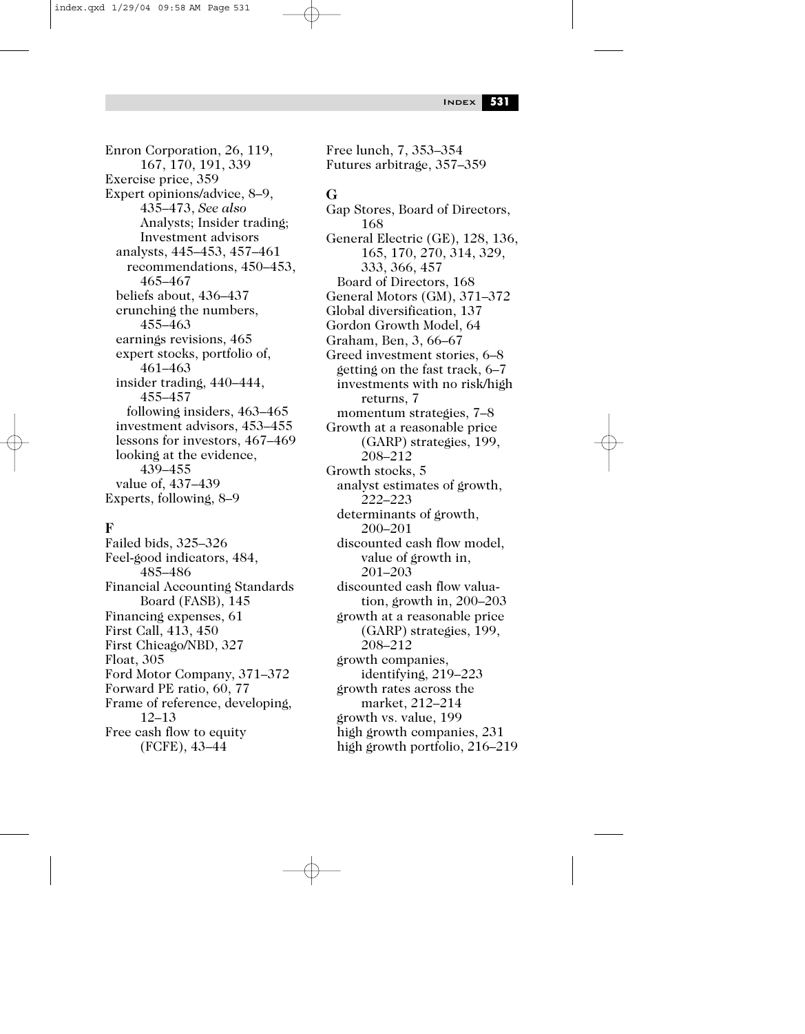Enron Corporation, 26, 119, 167, 170, 191, 339
Exercise price, 359
Expert opinions/advice, 8–9, 435–473, *See also* Analysts; Insider trading; Investment advisors
- analysts, 445–453, 457–461
  - recommendations, 450–453, 465–467
- beliefs about, 436–437
- crunching the numbers, 455–463
- earnings revisions, 465
- expert stocks, portfolio of, 461–463
- insider trading, 440–444, 455–457
  - following insiders, 463–465
- investment advisors, 453–455
- lessons for investors, 467–469
- looking at the evidence, 439–455
- value of, 437–439

Experts, following, 8–9

## F

Failed bids, 325–326
Feel-good indicators, 484, 485–486
Financial Accounting Standards Board (FASB), 145
Financing expenses, 61
First Call, 413, 450
First Chicago/NBD, 327
Float, 305
Ford Motor Company, 371–372
Forward PE ratio, 60, 77
Frame of reference, developing, 12–13
Free cash flow to equity (FCFE), 43–44
Free lunch, 7, 353–354
Futures arbitrage, 357–359

## G

Gap Stores, Board of Directors, 168
General Electric (GE), 128, 136, 165, 170, 270, 314, 329, 333, 366, 457
- Board of Directors, 168

General Motors (GM), 371–372
Global diversification, 137
Gordon Growth Model, 64
Graham, Ben, 3, 66–67
Greed investment stories, 6–8
- getting on the fast track, 6–7
- investments with no risk/high returns, 7
- momentum strategies, 7–8

Growth at a reasonable price (GARP) strategies, 199, 208–212
Growth stocks, 5
- analyst estimates of growth, 222–223
- determinants of growth, 200–201
- discounted cash flow model, value of growth in, 201–203
- discounted cash flow valuation, growth in, 200–203
- growth at a reasonable price (GARP) strategies, 199, 208–212
- growth companies, identifying, 219–223
- growth rates across the market, 212–214
- growth vs. value, 199
- high growth companies, 231
- high growth portfolio, 216–219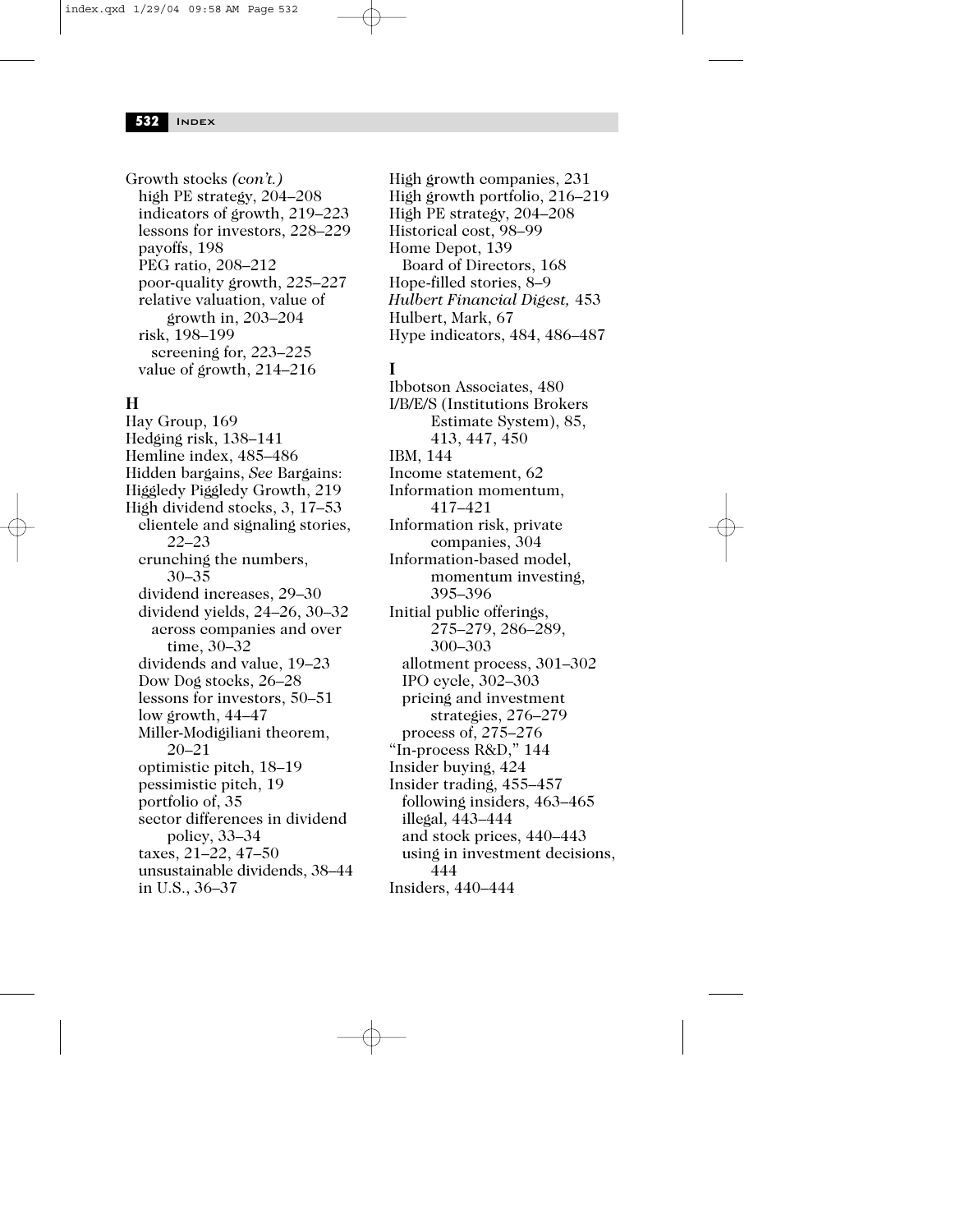Growth stocks *(con't.)*
- high PE strategy, 204–208
- indicators of growth, 219–223
- lessons for investors, 228–229
- payoffs, 198
- PEG ratio, 208–212
- poor-quality growth, 225–227
- relative valuation, value of growth in, 203–204
- risk, 198–199
  - screening for, 223–225
- value of growth, 214–216

## H

Hay Group, 169
Hedging risk, 138–141
Hemline index, 485–486
Hidden bargains, *See* Bargains:
Higgledy Piggledy Growth, 219
High dividend stocks, 3, 17–53
- clientele and signaling stories, 22–23
- crunching the numbers, 30–35
- dividend increases, 29–30
- dividend yields, 24–26, 30–32
  - across companies and over time, 30–32
- dividends and value, 19–23
- Dow Dog stocks, 26–28
- lessons for investors, 50–51
- low growth, 44–47
- Miller-Modigiliani theorem, 20–21
- optimistic pitch, 18–19
- pessimistic pitch, 19
- portfolio of, 35
- sector differences in dividend policy, 33–34
- taxes, 21–22, 47–50
- unsustainable dividends, 38–44
- in U.S., 36–37

High growth companies, 231
High growth portfolio, 216–219
High PE strategy, 204–208
Historical cost, 98–99
Home Depot, 139
- Board of Directors, 168

Hope-filled stories, 8–9
*Hulbert Financial Digest,* 453
Hulbert, Mark, 67
Hype indicators, 484, 486–487

## I

Ibbotson Associates, 480
I/B/E/S (Institutions Brokers Estimate System), 85, 413, 447, 450
IBM, 144
Income statement, 62
Information momentum, 417–421
Information risk, private companies, 304
Information-based model, momentum investing, 395–396
Initial public offerings, 275–279, 286–289, 300–303
- allotment process, 301–302
- IPO cycle, 302–303
- pricing and investment strategies, 276–279
- process of, 275–276

"In-process R&D," 144
Insider buying, 424
Insider trading, 455–457
- following insiders, 463–465
- illegal, 443–444
- and stock prices, 440–443
- using in investment decisions, 444

Insiders, 440–444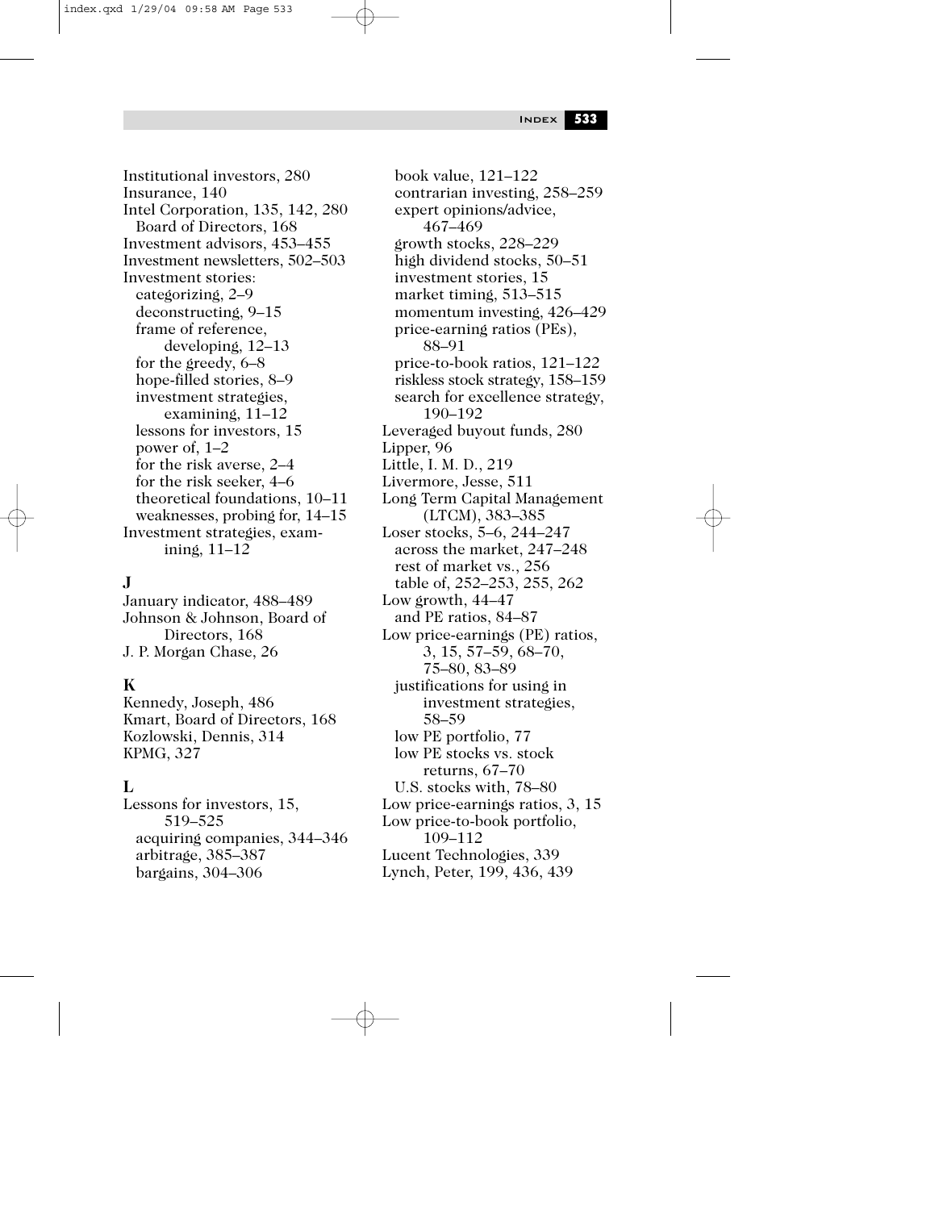Institutional investors, 280
Insurance, 140
Intel Corporation, 135, 142, 280
  Board of Directors, 168
Investment advisors, 453–455
Investment newsletters, 502–503
Investment stories:
  categorizing, 2–9
  deconstructing, 9–15
  frame of reference, developing, 12–13
  for the greedy, 6–8
  hope-filled stories, 8–9
  investment strategies, examining, 11–12
  lessons for investors, 15
  power of, 1–2
  for the risk averse, 2–4
  for the risk seeker, 4–6
  theoretical foundations, 10–11
  weaknesses, probing for, 14–15
Investment strategies, examining, 11–12

**J**

January indicator, 488–489
Johnson & Johnson, Board of Directors, 168
J. P. Morgan Chase, 26

**K**

Kennedy, Joseph, 486
Kmart, Board of Directors, 168
Kozlowski, Dennis, 314
KPMG, 327

**L**

Lessons for investors, 15, 519–525
  acquiring companies, 344–346
  arbitrage, 385–387
  bargains, 304–306
  book value, 121–122
  contrarian investing, 258–259
  expert opinions/advice, 467–469
  growth stocks, 228–229
  high dividend stocks, 50–51
  investment stories, 15
  market timing, 513–515
  momentum investing, 426–429
  price-earning ratios (PEs), 88–91
  price-to-book ratios, 121–122
  riskless stock strategy, 158–159
  search for excellence strategy, 190–192
Leveraged buyout funds, 280
Lipper, 96
Little, I. M. D., 219
Livermore, Jesse, 511
Long Term Capital Management (LTCM), 383–385
Loser stocks, 5–6, 244–247
  across the market, 247–248
  rest of market vs., 256
  table of, 252–253, 255, 262
Low growth, 44–47
  and PE ratios, 84–87
Low price-earnings (PE) ratios, 3, 15, 57–59, 68–70, 75–80, 83–89
  justifications for using in investment strategies, 58–59
  low PE portfolio, 77
  low PE stocks vs. stock returns, 67–70
  U.S. stocks with, 78–80
Low price-earnings ratios, 3, 15
Low price-to-book portfolio, 109–112
Lucent Technologies, 339
Lynch, Peter, 199, 436, 439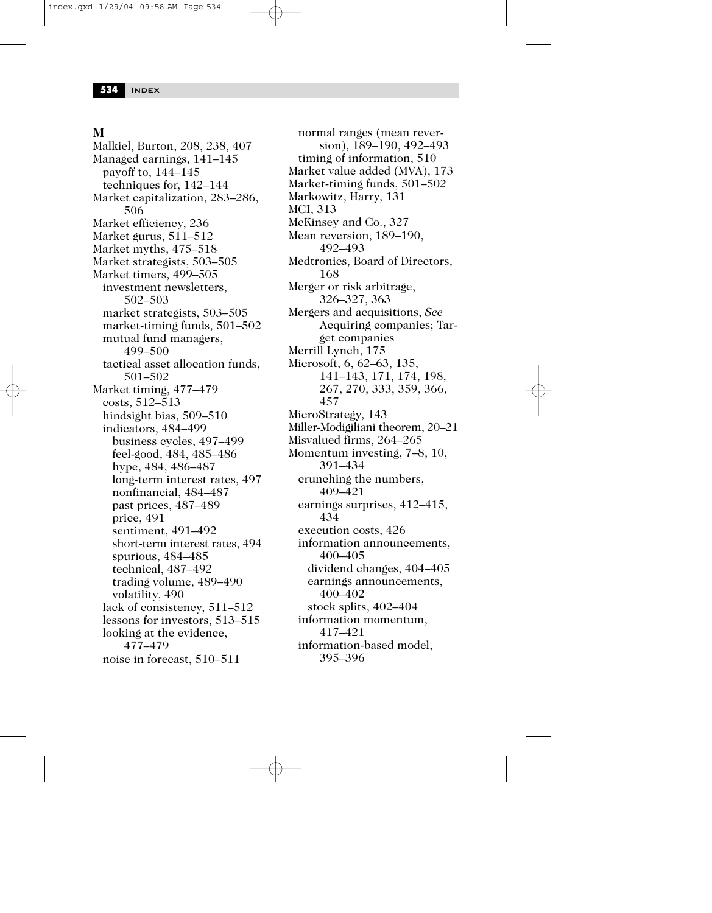## M

- Malkiel, Burton, 208, 238, 407
- Managed earnings, 141–145
  - payoff to, 144–145
  - techniques for, 142–144
- Market capitalization, 283–286, 506
- Market efficiency, 236
- Market gurus, 511–512
- Market myths, 475–518
- Market strategists, 503–505
- Market timers, 499–505
  - investment newsletters, 502–503
  - market strategists, 503–505
  - market-timing funds, 501–502
  - mutual fund managers, 499–500
  - tactical asset allocation funds, 501–502
- Market timing, 477–479
  - costs, 512–513
  - hindsight bias, 509–510
  - indicators, 484–499
    - business cycles, 497–499
    - feel-good, 484, 485–486
    - hype, 484, 486–487
    - long-term interest rates, 497
    - nonfinancial, 484–487
    - past prices, 487–489
    - price, 491
    - sentiment, 491–492
    - short-term interest rates, 494
    - spurious, 484–485
    - technical, 487–492
    - trading volume, 489–490
    - volatility, 490
  - lack of consistency, 511–512
  - lessons for investors, 513–515
  - looking at the evidence, 477–479
  - noise in forecast, 510–511
  - normal ranges (mean reversion), 189–190, 492–493
  - timing of information, 510
- Market value added (MVA), 173
- Market-timing funds, 501–502
- Markowitz, Harry, 131
- MCI, 313
- McKinsey and Co., 327
- Mean reversion, 189–190, 492–493
- Medtronics, Board of Directors, 168
- Merger or risk arbitrage, 326–327, 363
- Mergers and acquisitions, *See* Acquiring companies; Target companies
- Merrill Lynch, 175
- Microsoft, 6, 62–63, 135, 141–143, 171, 174, 198, 267, 270, 333, 359, 366, 457
- MicroStrategy, 143
- Miller-Modigliani theorem, 20–21
- Misvalued firms, 264–265
- Momentum investing, 7–8, 10, 391–434
  - crunching the numbers, 409–421
  - earnings surprises, 412–415, 434
  - execution costs, 426
  - information announcements, 400–405
    - dividend changes, 404–405
    - earnings announcements, 400–402
    - stock splits, 402–404
  - information momentum, 417–421
  - information-based model, 395–396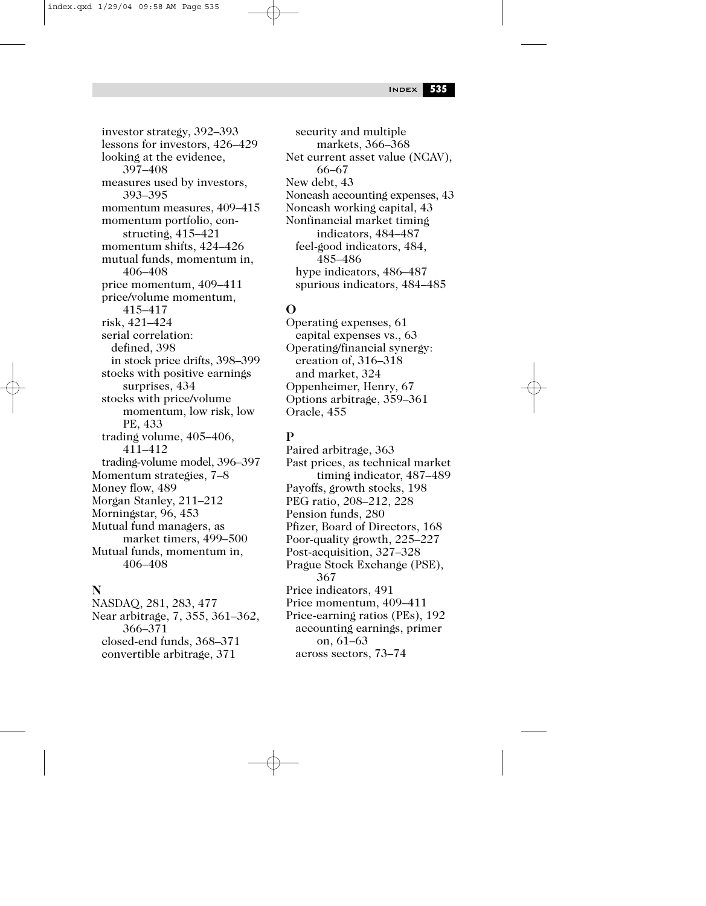- investor strategy, 392–393
- lessons for investors, 426–429
- looking at the evidence, 397–408
- measures used by investors, 393–395
- momentum measures, 409–415
- momentum portfolio, constructing, 415–421
- momentum shifts, 424–426
- mutual funds, momentum in, 406–408
- price momentum, 409–411
- price/volume momentum, 415–417
- risk, 421–424
- serial correlation:
  - defined, 398
  - in stock price drifts, 398–399
- stocks with positive earnings surprises, 434
- stocks with price/volume momentum, low risk, low PE, 433
- trading volume, 405–406, 411–412
- trading-volume model, 396–397

Momentum strategies, 7–8
Money flow, 489
Morgan Stanley, 211–212
Morningstar, 96, 453
Mutual fund managers, as market timers, 499–500
Mutual funds, momentum in, 406–408

## N

NASDAQ, 281, 283, 477
Near arbitrage, 7, 355, 361–362, 366–371
- closed-end funds, 368–371
- convertible arbitrage, 371
- security and multiple markets, 366–368

Net current asset value (NCAV), 66–67
New debt, 43
Noncash accounting expenses, 43
Noncash working capital, 43
Nonfinancial market timing indicators, 484–487
- feel-good indicators, 484, 485–486
- hype indicators, 486–487
- spurious indicators, 484–485

## O

Operating expenses, 61
- capital expenses vs., 63

Operating/financial synergy:
- creation of, 316–318
- and market, 324

Oppenheimer, Henry, 67
Options arbitrage, 359–361
Oracle, 455

## P

Paired arbitrage, 363
Past prices, as technical market timing indicator, 487–489
Payoffs, growth stocks, 198
PEG ratio, 208–212, 228
Pension funds, 280
Pfizer, Board of Directors, 168
Poor-quality growth, 225–227
Post-acquisition, 327–328
Prague Stock Exchange (PSE), 367
Price indicators, 491
Price momentum, 409–411
Price-earning ratios (PEs), 192
- accounting earnings, primer on, 61–63
- across sectors, 73–74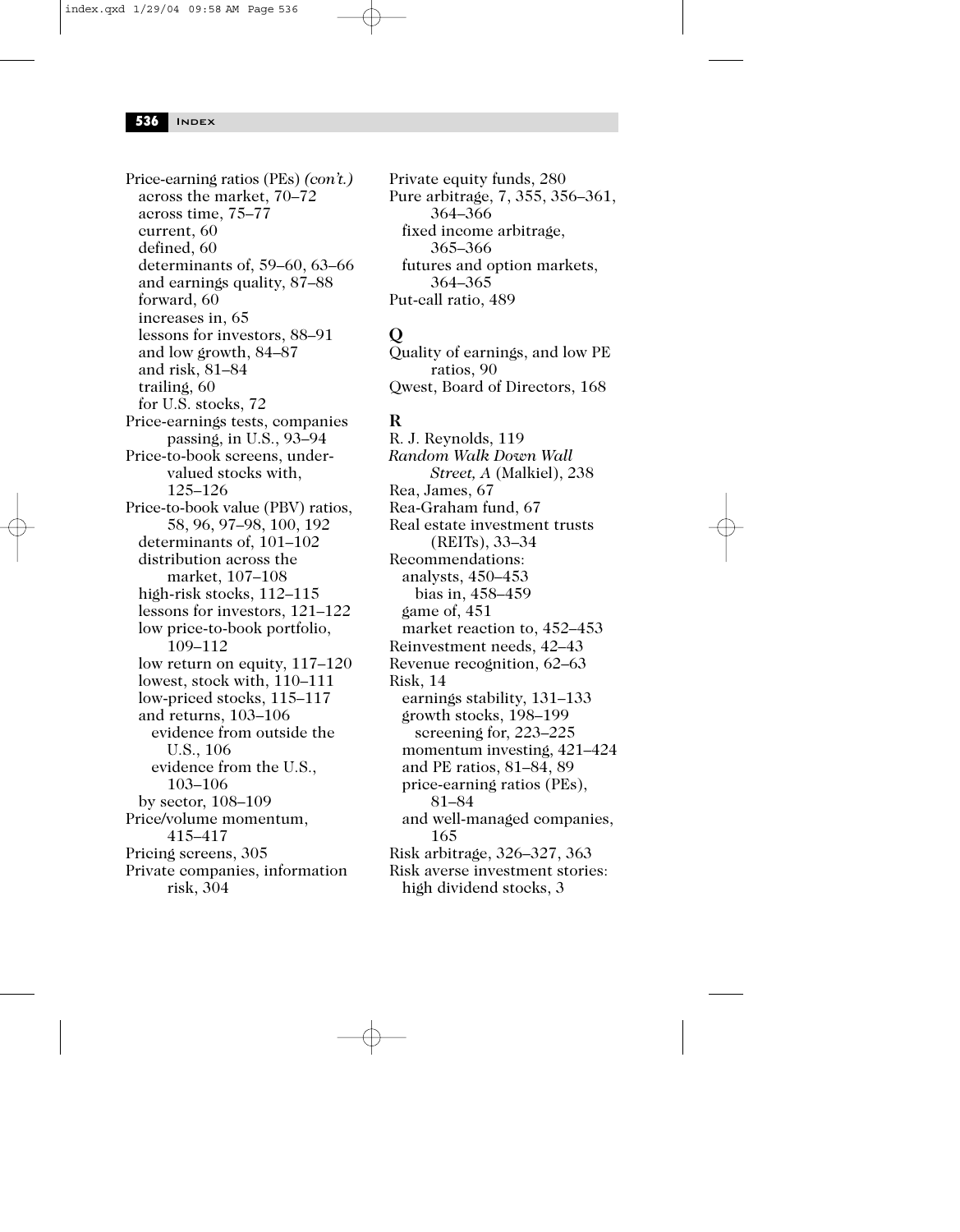Price-earning ratios (PEs) *(con't.)*
- across the market, 70–72
- across time, 75–77
- current, 60
- defined, 60
- determinants of, 59–60, 63–66
- and earnings quality, 87–88
- forward, 60
- increases in, 65
- lessons for investors, 88–91
- and low growth, 84–87
- and risk, 81–84
- trailing, 60
- for U.S. stocks, 72

Price-earnings tests, companies passing, in U.S., 93–94

Price-to-book screens, undervalued stocks with, 125–126

Price-to-book value (PBV) ratios, 58, 96, 97–98, 100, 192
- determinants of, 101–102
- distribution across the market, 107–108
- high-risk stocks, 112–115
- lessons for investors, 121–122
- low price-to-book portfolio, 109–112
- low return on equity, 117–120
- lowest, stock with, 110–111
- low-priced stocks, 115–117
- and returns, 103–106
  - evidence from outside the U.S., 106
  - evidence from the U.S., 103–106
- by sector, 108–109

Price/volume momentum, 415–417

Pricing screens, 305

Private companies, information risk, 304

Private equity funds, 280

Pure arbitrage, 7, 355, 356–361, 364–366
- fixed income arbitrage, 365–366
- futures and option markets, 364–365

Put-call ratio, 489

## Q

Quality of earnings, and low PE ratios, 90

Qwest, Board of Directors, 168

## R

R. J. Reynolds, 119

*Random Walk Down Wall Street, A* (Malkiel), 238

Rea, James, 67

Rea-Graham fund, 67

Real estate investment trusts (REITs), 33–34

Recommendations:
- analysts, 450–453
  - bias in, 458–459
- game of, 451
- market reaction to, 452–453

Reinvestment needs, 42–43

Revenue recognition, 62–63

Risk, 14
- earnings stability, 131–133
- growth stocks, 198–199
  - screening for, 223–225
- momentum investing, 421–424
- and PE ratios, 81–84, 89
- price-earning ratios (PEs), 81–84
- and well-managed companies, 165

Risk arbitrage, 326–327, 363

Risk averse investment stories:
- high dividend stocks, 3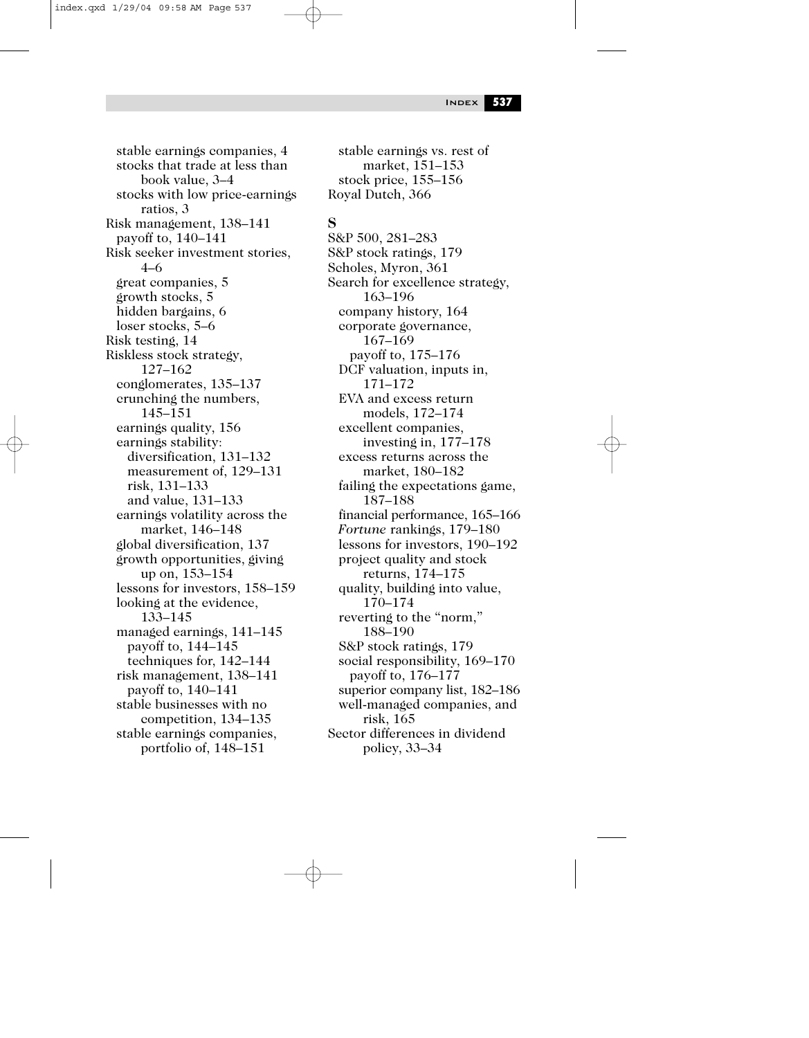stable earnings companies, 4
  stocks that trade at less than book value, 3–4
  stocks with low price-earnings ratios, 3
Risk management, 138–141
  payoff to, 140–141
Risk seeker investment stories, 4–6
  great companies, 5
  growth stocks, 5
  hidden bargains, 6
  loser stocks, 5–6
Risk testing, 14
Riskless stock strategy, 127–162
  conglomerates, 135–137
  crunching the numbers, 145–151
  earnings quality, 156
  earnings stability:
    diversification, 131–132
    measurement of, 129–131
    risk, 131–133
    and value, 131–133
  earnings volatility across the market, 146–148
  global diversification, 137
  growth opportunities, giving up on, 153–154
  lessons for investors, 158–159
  looking at the evidence, 133–145
  managed earnings, 141–145
    payoff to, 144–145
    techniques for, 142–144
  risk management, 138–141
    payoff to, 140–141
  stable businesses with no competition, 134–135
  stable earnings companies, portfolio of, 148–151
  stable earnings vs. rest of market, 151–153
  stock price, 155–156
Royal Dutch, 366

**S**

S&P 500, 281–283
S&P stock ratings, 179
Scholes, Myron, 361
Search for excellence strategy, 163–196
  company history, 164
  corporate governance, 167–169
    payoff to, 175–176
  DCF valuation, inputs in, 171–172
  EVA and excess return models, 172–174
  excellent companies, investing in, 177–178
  excess returns across the market, 180–182
  failing the expectations game, 187–188
  financial performance, 165–166
  *Fortune* rankings, 179–180
  lessons for investors, 190–192
  project quality and stock returns, 174–175
  quality, building into value, 170–174
  reverting to the "norm," 188–190
  S&P stock ratings, 179
  social responsibility, 169–170
    payoff to, 176–177
  superior company list, 182–186
  well-managed companies, and risk, 165
Sector differences in dividend policy, 33–34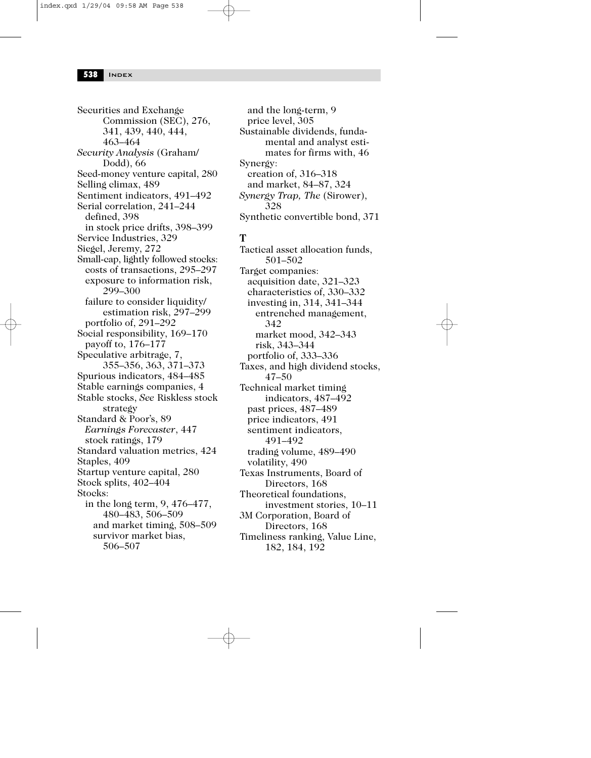Securities and Exchange Commission (SEC), 276, 341, 439, 440, 444, 463–464
*Security Analysis* (Graham/Dodd), 66
Seed-money venture capital, 280
Selling climax, 489
Sentiment indicators, 491–492
Serial correlation, 241–244
  defined, 398
  in stock price drifts, 398–399
Service Industries, 329
Siegel, Jeremy, 272
Small-cap, lightly followed stocks:
  costs of transactions, 295–297
  exposure to information risk, 299–300
  failure to consider liquidity/estimation risk, 297–299
  portfolio of, 291–292
Social responsibility, 169–170
  payoff to, 176–177
Speculative arbitrage, 7, 355–356, 363, 371–373
Spurious indicators, 484–485
Stable earnings companies, 4
Stable stocks, *See* Riskless stock strategy
Standard & Poor's, 89
  *Earnings Forecaster*, 447
  stock ratings, 179
Standard valuation metrics, 424
Staples, 409
Startup venture capital, 280
Stock splits, 402–404
Stocks:
  in the long term, 9, 476–477, 480–483, 506–509
    and market timing, 508–509
    survivor market bias, 506–507
  and the long-term, 9
  price level, 305
Sustainable dividends, fundamental and analyst estimates for firms with, 46
Synergy:
  creation of, 316–318
  and market, 84–87, 324
*Synergy Trap, The* (Sirower), 328
Synthetic convertible bond, 371

**T**

Tactical asset allocation funds, 501–502
Target companies:
  acquisition date, 321–323
  characteristics of, 330–332
  investing in, 314, 341–344
    entrenched management, 342
    market mood, 342–343
    risk, 343–344
  portfolio of, 333–336
Taxes, and high dividend stocks, 47–50
Technical market timing indicators, 487–492
  past prices, 487–489
  price indicators, 491
  sentiment indicators, 491–492
  trading volume, 489–490
  volatility, 490
Texas Instruments, Board of Directors, 168
Theoretical foundations, investment stories, 10–11
3M Corporation, Board of Directors, 168
Timeliness ranking, Value Line, 182, 184, 192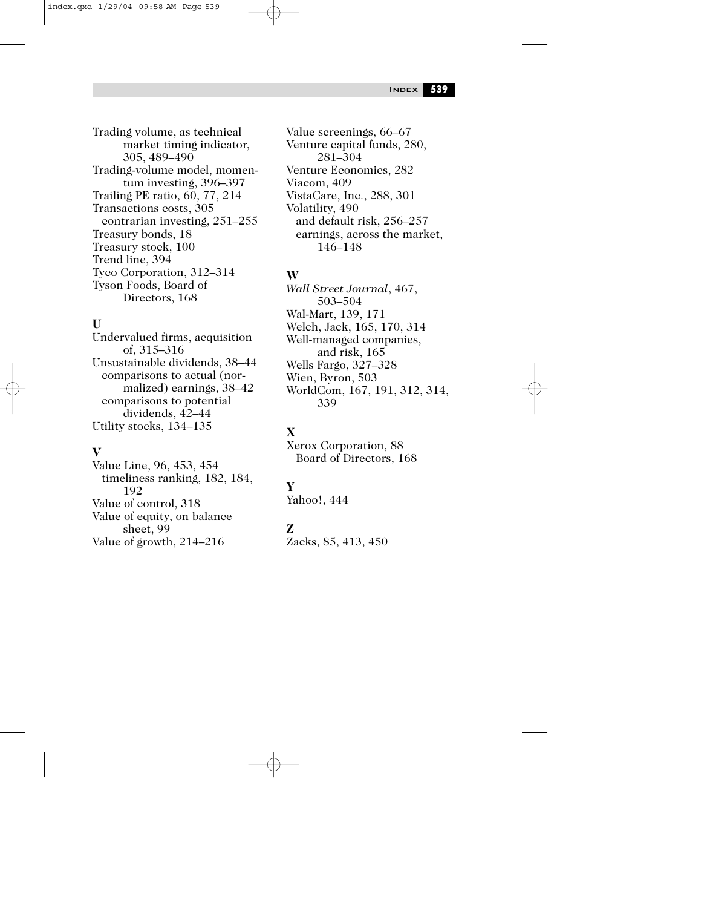Trading volume, as technical market timing indicator, 305, 489–490
Trading-volume model, momentum investing, 396–397
Trailing PE ratio, 60, 77, 214
Transactions costs, 305
  contrarian investing, 251–255
Treasury bonds, 18
Treasury stock, 100
Trend line, 394
Tyco Corporation, 312–314
Tyson Foods, Board of Directors, 168

**U**

Undervalued firms, acquisition of, 315–316
Unsustainable dividends, 38–44
  comparisons to actual (normalized) earnings, 38–42
  comparisons to potential dividends, 42–44
Utility stocks, 134–135

**V**

Value Line, 96, 453, 454
  timeliness ranking, 182, 184, 192
Value of control, 318
Value of equity, on balance sheet, 99
Value of growth, 214–216
Value screenings, 66–67
Venture capital funds, 280, 281–304
Venture Economics, 282
Viacom, 409
VistaCare, Inc., 288, 301
Volatility, 490
  and default risk, 256–257
  earnings, across the market, 146–148

**W**

*Wall Street Journal*, 467, 503–504
Wal-Mart, 139, 171
Welch, Jack, 165, 170, 314
Well-managed companies, and risk, 165
Wells Fargo, 327–328
Wien, Byron, 503
WorldCom, 167, 191, 312, 314, 339

**X**

Xerox Corporation, 88
  Board of Directors, 168

**Y**

Yahoo!, 444

**Z**

Zacks, 85, 413, 450